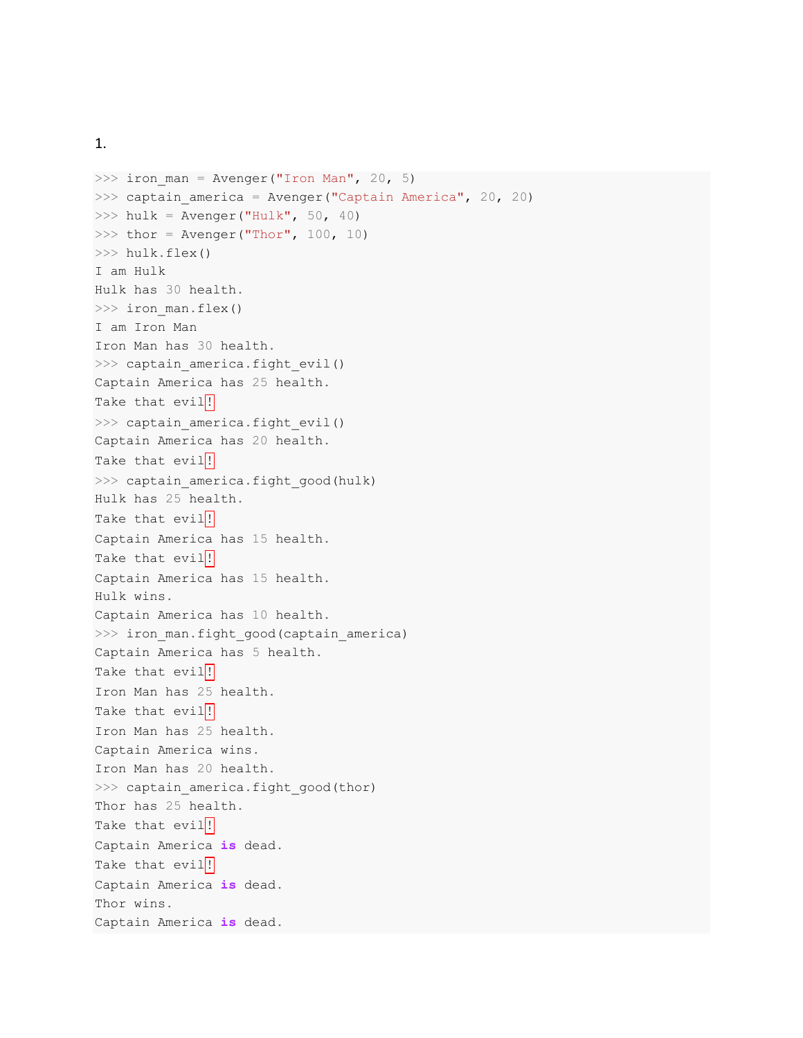1.

```
>>> iron_man = Avenger("Iron Man", 20, 5)
>>> captain_america = Avenger("Captain America", 20, 20)
>>> hulk = Avenger("Hulk", 50, 40)
>>> thor = Avenger("Thor", 100, 10)
>>> hulk.flex()
I am Hulk
Hulk has 30 health.
>>> iron_man.flex()
I am Iron Man
Iron Man has 30 health.
>>> captain_america.fight_evil()
Captain America has 25 health.
Take that evil!
>>> captain_america.fight_evil()
Captain America has 20 health.
Take that evil!
>>> captain_america.fight_good(hulk)
Hulk has 25 health.
Take that evil!
Captain America has 15 health.
Take that evil!
Captain America has 15 health.
Hulk wins.
Captain America has 10 health.
>>> iron_man.fight_good(captain_america)
Captain America has 5 health.
Take that evil!
Iron Man has 25 health.
Take that evil!
Iron Man has 25 health.
Captain America wins.
Iron Man has 20 health.
>>> captain_america.fight_good(thor)
Thor has 25 health.
Take that evil!
Captain America is dead.
Take that evil!
Captain America is dead.
Thor wins.
Captain America is dead.
```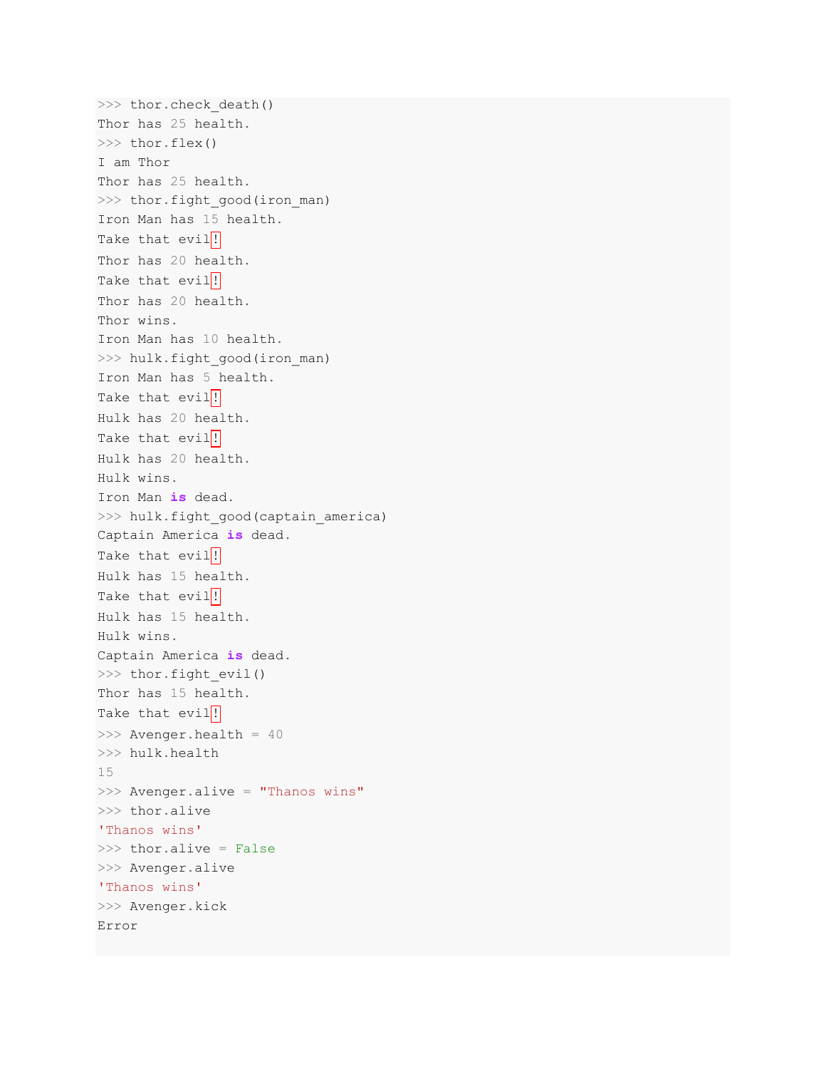```
>>> thor.check_death()
Thor has 25 health.
>>> thor.flex()
I am Thor
Thor has 25 health.
>>> thor.fight_good(iron_man)
Iron Man has 15 health.
Take that evil!
Thor has 20 health.
Take that evil!
Thor has 20 health.
Thor wins.
Iron Man has 10 health.
>>> hulk.fight_good(iron_man)
Iron Man has 5 health.
Take that evil!
Hulk has 20 health.
Take that evil!
Hulk has 20 health.
Hulk wins.
Iron Man is dead.
>>> hulk.fight_good(captain_america)
Captain America is dead.
Take that evil!
Hulk has 15 health.
Take that evil!
Hulk has 15 health.
Hulk wins.
Captain America is dead.
>>> thor.fight_evil()
Thor has 15 health.
Take that evil!
>>> Avenger.health = 40
>>> hulk.health
15
>>> Avenger.alive = "Thanos wins"
>>> thor.alive
'Thanos wins'
>>> thor.alive = False
>>> Avenger.alive
'Thanos wins'
>>> Avenger.kick
Error
```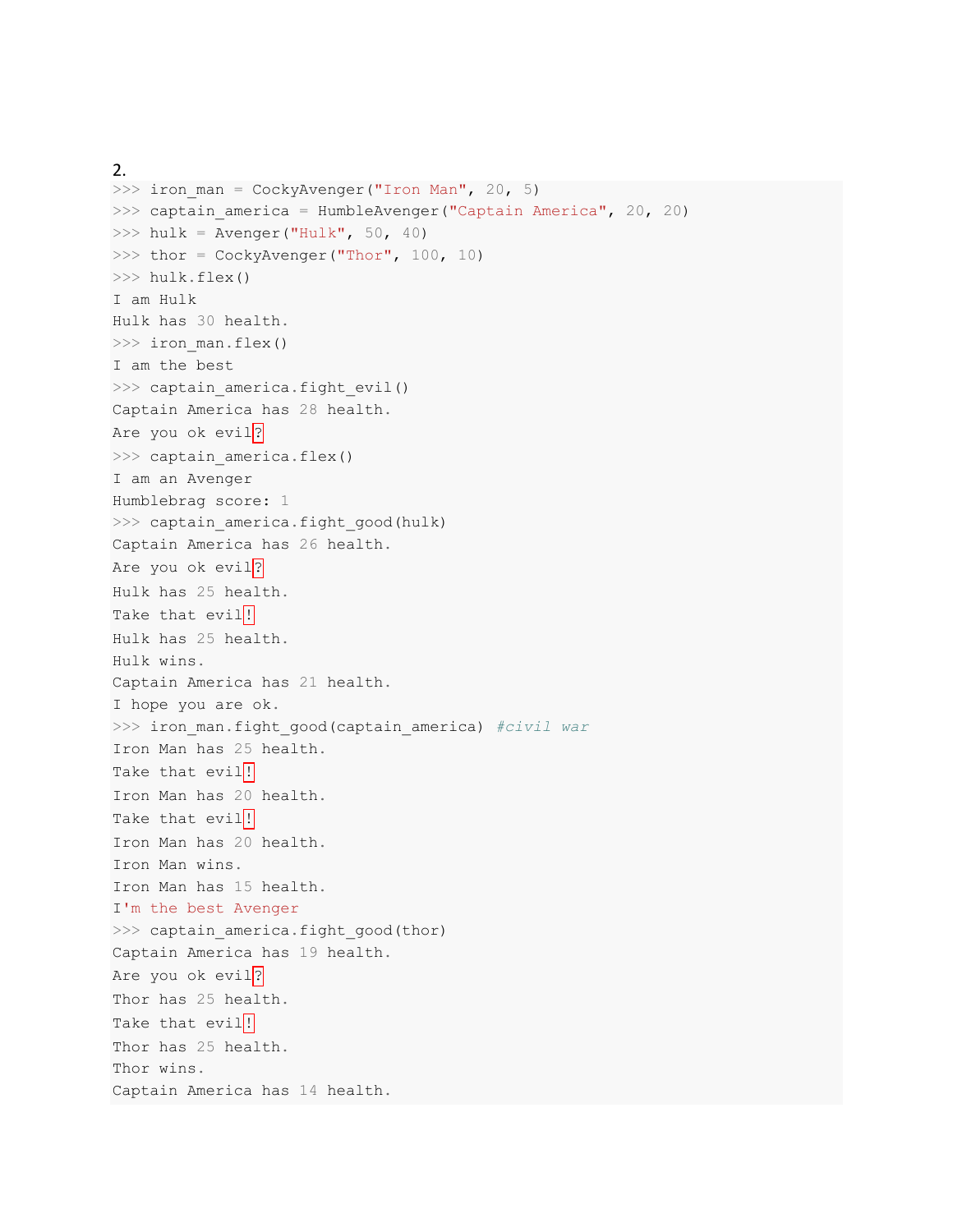2.

```
>>> iron_man = CockyAvenger("Iron Man", 20, 5)
>>> captain_america = HumbleAvenger("Captain America", 20, 20)
>>> hulk = Avenger("Hulk", 50, 40)
>>> thor = CockyAvenger("Thor", 100, 10)
>>> hulk.flex()
I am Hulk
Hulk has 30 health.
>>> iron_man.flex()
I am the best
>>> captain_america.fight_evil()
Captain America has 28 health.
Are you ok evil?
>>> captain_america.flex()
I am an Avenger
Humblebrag score: 1
>>> captain_america.fight_good(hulk)
Captain America has 26 health.
Are you ok evil?
Hulk has 25 health.
Take that evil!
Hulk has 25 health.
Hulk wins.
Captain America has 21 health.
I hope you are ok.
>>> iron_man.fight_good(captain_america) #civil war
Iron Man has 25 health.
Take that evil!
Iron Man has 20 health.
Take that evil!
Iron Man has 20 health.
Iron Man wins.
Iron Man has 15 health.
I'm the best Avenger
>>> captain_america.fight_good(thor)
Captain America has 19 health.
Are you ok evil?
Thor has 25 health.
Take that evil!
Thor has 25 health.
Thor wins.
Captain America has 14 health.
```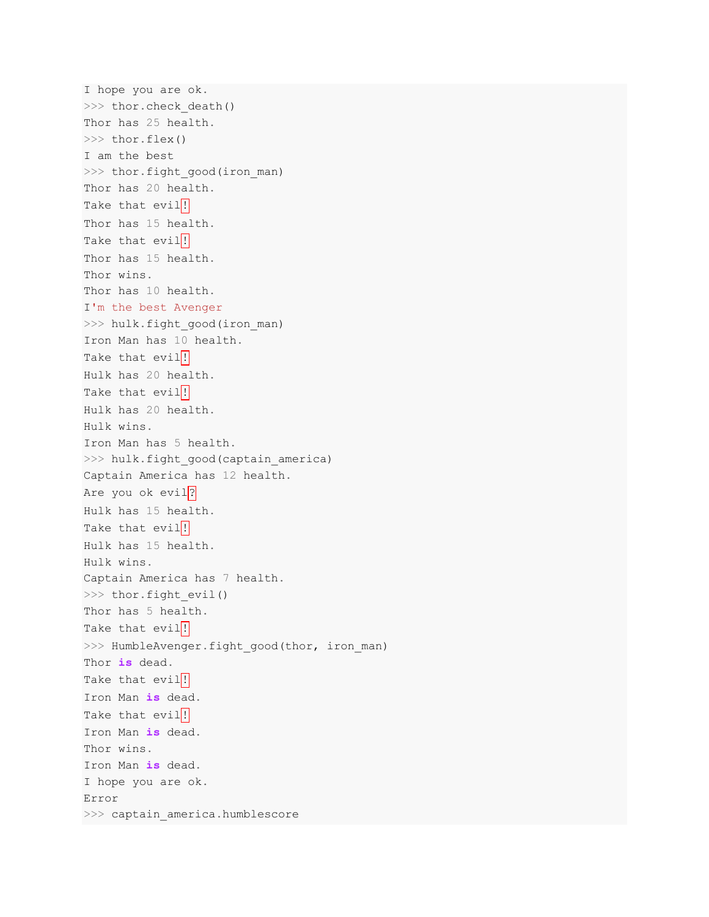```
I hope you are ok.
>>> thor.check_death()
Thor has 25 health.
>>> thor.flex()
I am the best
>>> thor.fight_good(iron_man)
Thor has 20 health.
Take that evil!
Thor has 15 health.
Take that evil!
Thor has 15 health.
Thor wins.
Thor has 10 health.
I'm the best Avenger
>>> hulk.fight_good(iron_man)
Iron Man has 10 health.
Take that evil!
Hulk has 20 health.
Take that evil!
Hulk has 20 health.
Hulk wins.
Iron Man has 5 health.
>>> hulk.fight_good(captain_america)
Captain America has 12 health.
Are you ok evil?
Hulk has 15 health.
Take that evil!
Hulk has 15 health.
Hulk wins.
Captain America has 7 health.
>>> thor.fight_evil()
Thor has 5 health.
Take that evil!
>>> HumbleAvenger.fight_good(thor, iron_man)
Thor is dead.
Take that evil!
Iron Man is dead.
Take that evil!
Iron Man is dead.
Thor wins.
Iron Man is dead.
I hope you are ok.
Error
>>> captain_america.humblescore
```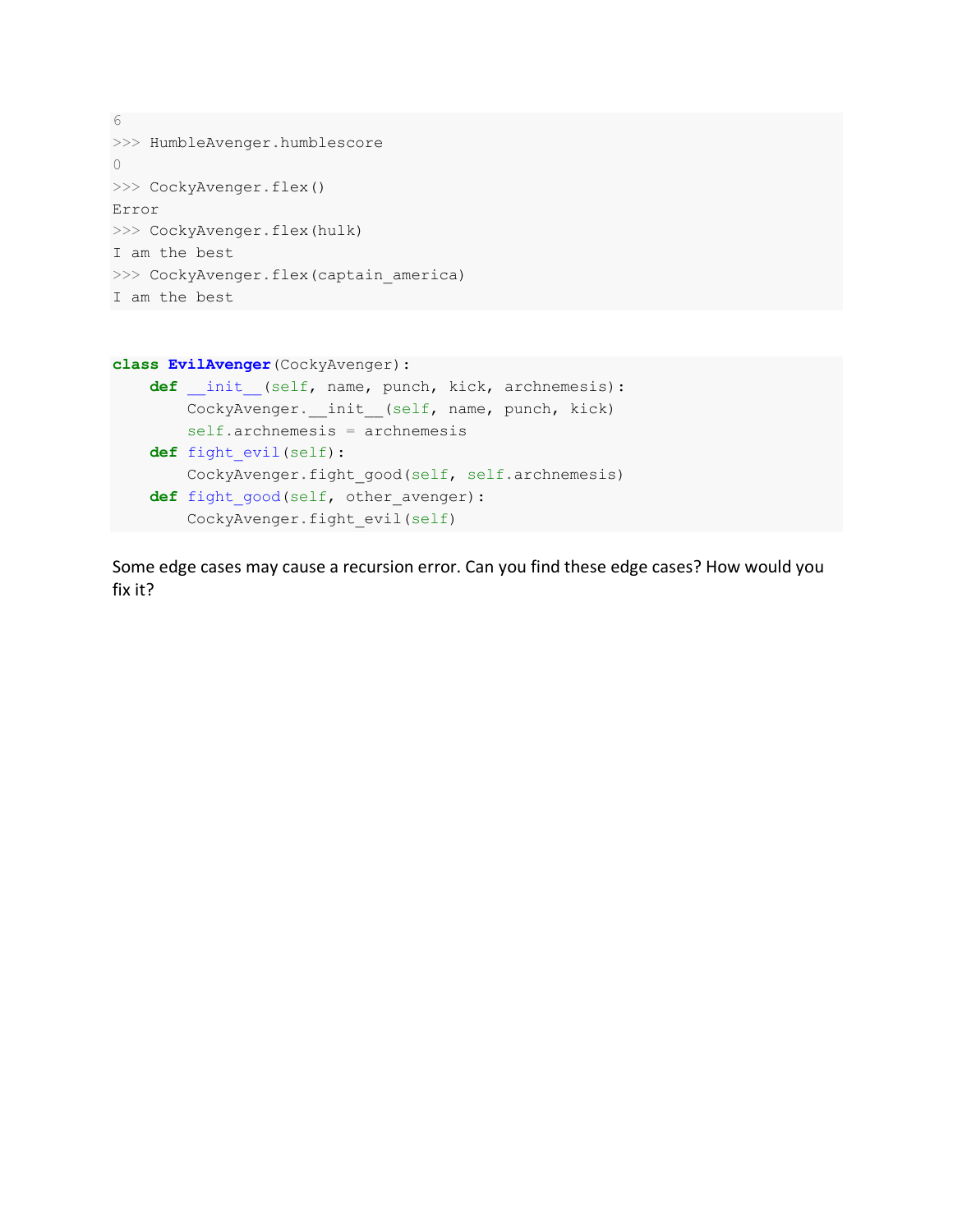```
6
>>> HumbleAvenger.humblescore
0
>>> CockyAvenger.flex()
Error
>>> CockyAvenger.flex(hulk)
I am the best
>>> CockyAvenger.flex(captain_america)
I am the best
```

```
class EvilAvenger(CockyAvenger):
    def __init__(self, name, punch, kick, archnemesis):
        CockyAvenger.__init__(self, name, punch, kick)
        self.archnemesis = archnemesis
    def fight_evil(self):
        CockyAvenger.fight_good(self, self.archnemesis)
    def fight_good(self, other_avenger):
        CockyAvenger.fight_evil(self)
```

Some edge cases may cause a recursion error. Can you find these edge cases? How would you fix it?